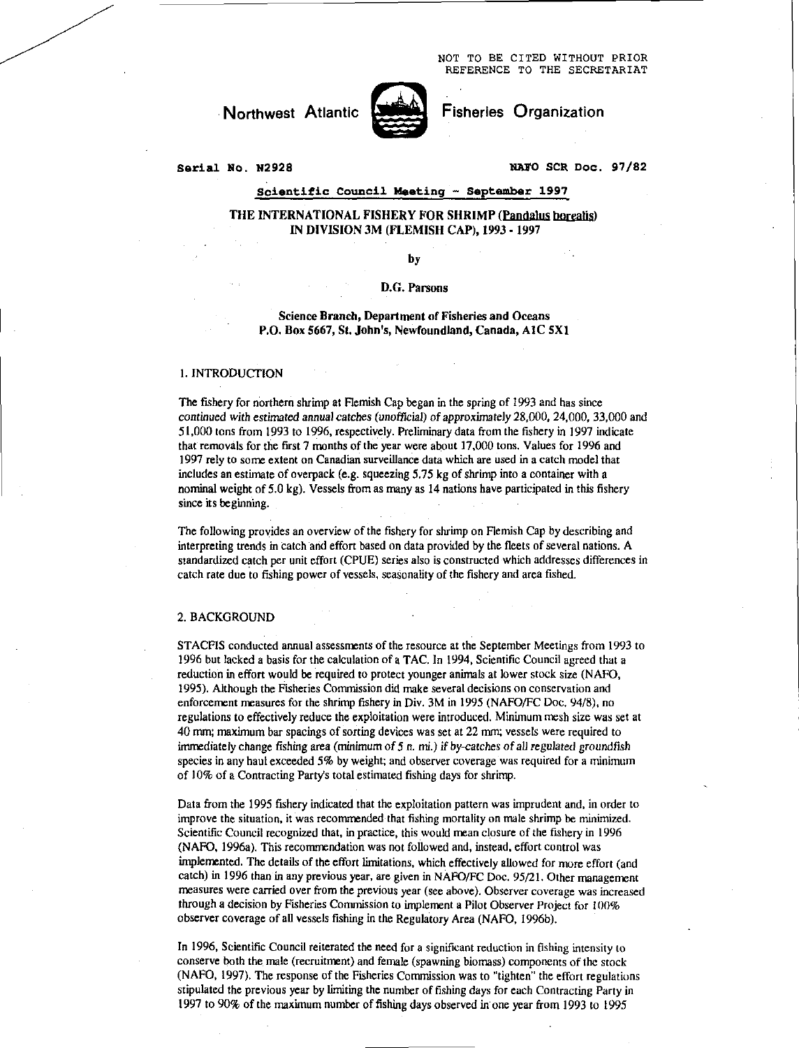NOT TO BE CITED WITHOUT PRIOR REFERENCE TO THE SECRETARIAT

Northwest Atlantic Fisheries Organization

Serial No. N2928

NAFO SCR Doc. 97/82

**Scientific Council Meeting - September 1997**

# THE INTERNATIONAL FISHERY FOR SHRIMP (Pandalus borealis) IN DIVISION 3M (FLEMISH CAP), 1993 - 1997

by

D.G. Parsons

Science Branch, Department of Fisheries and Oceans
P.O. Box 5667, St. John's, Newfoundland, Canada, A1C 5X1

## 1. INTRODUCTION

The fishery for northern shrimp at Flemish Cap began in the spring of 1993 and has since continued with estimated annual catches (unofficial) of approximately 28,000, 24,000, 33,000 and 51,000 tons from 1993 to 1996, respectively. Preliminary data from the fishery in 1997 indicate that removals for the first 7 months of the year were about 17,000 tons. Values for 1996 and 1997 rely to some extent on Canadian surveillance data which are used in a catch model that includes an estimate of overpack (e.g. squeezing 5.75 kg of shrimp into a container with a nominal weight of 5.0 kg). Vessels from as many as 14 nations have participated in this fishery since its beginning.

The following provides an overview of the fishery for shrimp on Flemish Cap by describing and interpreting trends in catch and effort based on data provided by the fleets of several nations. A standardized catch per unit effort (CPUE) series also is constructed which addresses differences in catch rate due to fishing power of vessels, seasonality of the fishery and area fished.

## 2. BACKGROUND

STACFIS conducted annual assessments of the resource at the September Meetings from 1993 to 1996 but lacked a basis for the calculation of a TAC. In 1994, Scientific Council agreed that a reduction in effort would be required to protect younger animals at lower stock size (NAFO, 1995). Although the Fisheries Commission did make several decisions on conservation and enforcement measures for the shrimp fishery in Div. 3M in 1995 (NAFO/FC Doc. 94/8), no regulations to effectively reduce the exploitation were introduced. Minimum mesh size was set at 40 mm; maximum bar spacings of sorting devices was set at 22 mm; vessels were required to immediately change fishing area (minimum of 5 n. mi.) if by-catches of all regulated groundfish species in any haul exceeded 5% by weight; and observer coverage was required for a minimum of 10% of a Contracting Party's total estimated fishing days for shrimp.

Data from the 1995 fishery indicated that the exploitation pattern was imprudent and, in order to improve the situation, it was recommended that fishing mortality on male shrimp be minimized. Scientific Council recognized that, in practice, this would mean closure of the fishery in 1996 (NAFO, 1996a). This recommendation was not followed and, instead, effort control was implemented. The details of the effort limitations, which effectively allowed for more effort (and catch) in 1996 than in any previous year, are given in NAFO/FC Doc. 95/21. Other management measures were carried over from the previous year (see above). Observer coverage was increased through a decision by Fisheries Commission to implement a Pilot Observer Project for 100% observer coverage of all vessels fishing in the Regulatory Area (NAFO, 1996b).

In 1996, Scientific Council reiterated the need for a significant reduction in fishing intensity to conserve both the male (recruitment) and female (spawning biomass) components of the stock (NAFO, 1997). The response of the Fisheries Commission was to "tighten" the effort regulations stipulated the previous year by limiting the number of fishing days for each Contracting Party in 1997 to 90% of the maximum number of fishing days observed in one year from 1993 to 1995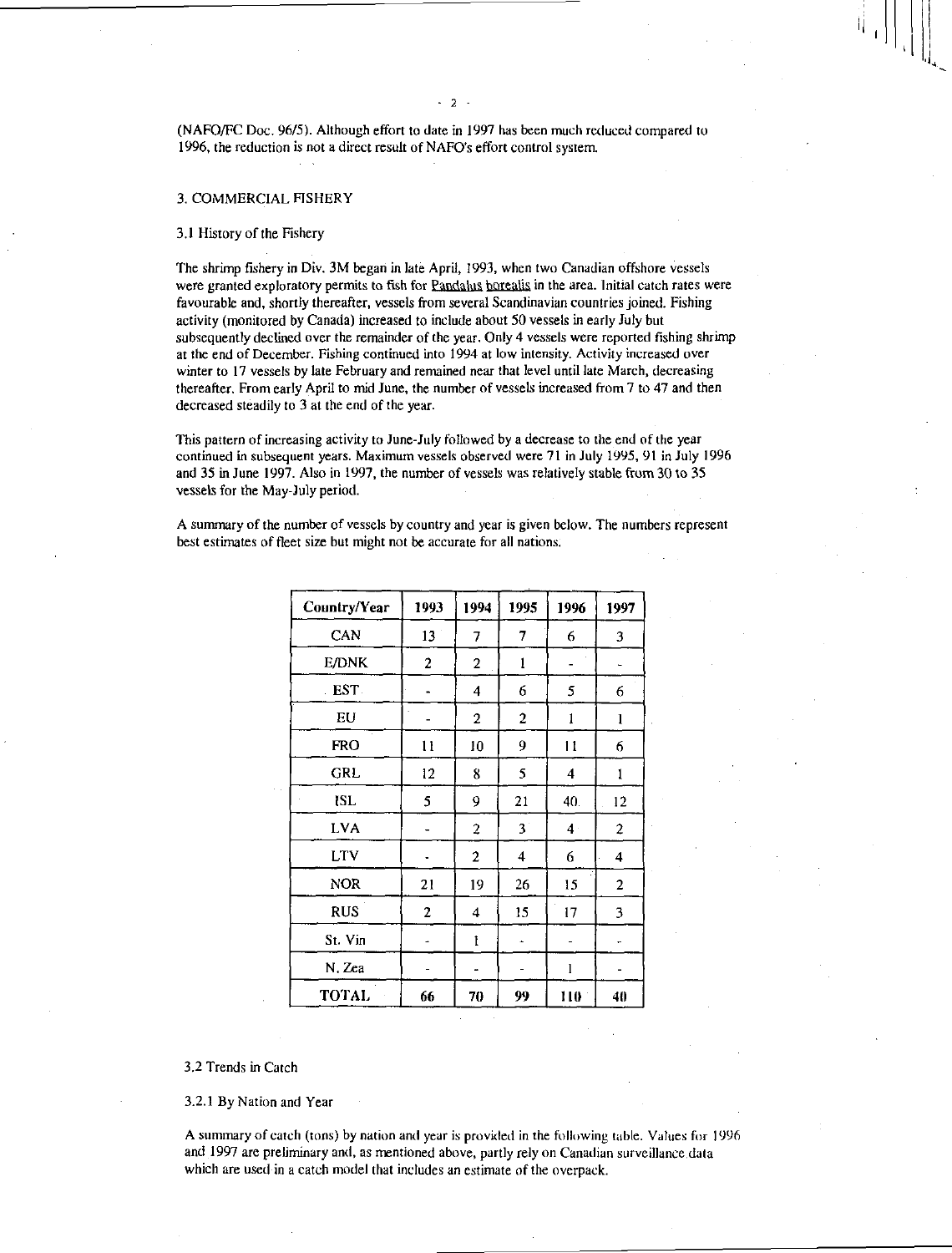(NAFO/FC Doc. 96/5). Although effort to date in 1997 has been much reduced compared to 1996, the reduction is not a direct result of NAFO's effort control system.

## 3. COMMERCIAL FISHERY

### 3.1 History of the Fishery

The shrimp fishery in Div. 3M began in late April, 1993, when two Canadian offshore vessels were granted exploratory permits to fish for Pandalus borealis in the area. Initial catch rates were favourable and, shortly thereafter, vessels from several Scandinavian countries joined. Fishing activity (monitored by Canada) increased to include about 50 vessels in early July but subsequently declined over the remainder of the year. Only 4 vessels were reported fishing shrimp at the end of December. Fishing continued into 1994 at low intensity. Activity increased over winter to 17 vessels by late February and remained near that level until late March, decreasing thereafter. From early April to mid June, the number of vessels increased from 7 to 47 and then decreased steadily to 3 at the end of the year.

This pattern of increasing activity to June-July followed by a decrease to the end of the year continued in subsequent years. Maximum vessels observed were 71 in July 1995, 91 in July 1996 and 35 in June 1997. Also in 1997, the number of vessels was relatively stable from 30 to 35 vessels for the May-July period.

A summary of the number of vessels by country and year is given below. The numbers represent best estimates of fleet size but might not be accurate for all nations.

| Country/Year | 1993 | 1994 | 1995 | 1996 | 1997 |
|---|---|---|---|---|---|
| CAN | 13 | 7 | 7 | 6 | 3 |
| E/DNK | 2 | 2 | 1 | - | - |
| EST | - | 4 | 6 | 5 | 6 |
| EU | - | 2 | 2 | 1 | 1 |
| FRO | 11 | 10 | 9 | 11 | 6 |
| GRL | 12 | 8 | 5 | 4 | 1 |
| ISL | 5 | 9 | 21 | 40 | 12 |
| LVA | - | 2 | 3 | 4 | 2 |
| LTV | - | 2 | 4 | 6 | 4 |
| NOR | 21 | 19 | 26 | 15 | 2 |
| RUS | 2 | 4 | 15 | 17 | 3 |
| St. Vin | - | 1 | - | - | - |
| N. Zea | - | - | - | 1 | - |
| **TOTAL** | **66** | **70** | **99** | **110** | **40** |

### 3.2 Trends in Catch

#### 3.2.1 By Nation and Year

A summary of catch (tons) by nation and year is provided in the following table. Values for 1996 and 1997 are preliminary and, as mentioned above, partly rely on Canadian surveillance data which are used in a catch model that includes an estimate of the overpack.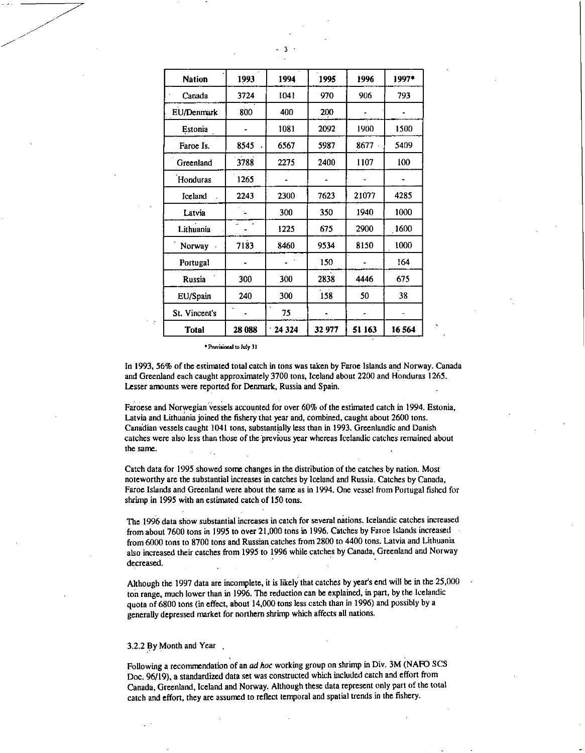| Nation | 1993 | 1994 | 1995 | 1996 | 1997* |
|---|---|---|---|---|---|
| Canada | 3724 | 1041 | 970 | 906 | 793 |
| EU/Denmark | 800 | 400 | 200 | - | - |
| Estonia | - | 1081 | 2092 | 1900 | 1500 |
| Faroe Is. | 8545 | 6567 | 5987 | 8677 | 5409 |
| Greenland | 3788 | 2275 | 2400 | 1107 | 100 |
| Honduras | 1265 | - | - | - | - |
| Iceland | 2243 | 2300 | 7623 | 21077 | 4285 |
| Latvia | - | 300 | 350 | 1940 | 1000 |
| Lithuania | - | 1225 | 675 | 2900 | 1600 |
| Norway | 7183 | 8460 | 9534 | 8150 | 1000 |
| Portugal | - | - | 150 | - | 164 |
| Russia | 300 | 300 | 2838 | 4446 | 675 |
| EU/Spain | 240 | 300 | 158 | 50 | 38 |
| St. Vincent's | - | 75 | - | - | - |
| **Total** | **28 088** | **24 324** | **32 977** | **51 163** | **16 564** |

* Provisional to July 31

In 1993, 56% of the estimated total catch in tons was taken by Faroe Islands and Norway. Canada and Greenland each caught approximately 3700 tons, Iceland about 2200 and Honduras 1265. Lesser amounts were reported for Denmark, Russia and Spain.

Faroese and Norwegian vessels accounted for over 60% of the estimated catch in 1994. Estonia, Latvia and Lithuania joined the fishery that year and, combined, caught about 2600 tons. Canadian vessels caught 1041 tons, substantially less than in 1993. Greenlandic and Danish catches were also less than those of the previous year whereas Icelandic catches remained about the same.

Catch data for 1995 showed some changes in the distribution of the catches by nation. Most noteworthy are the substantial increases in catches by Iceland and Russia. Catches by Canada, Faroe Islands and Greenland were about the same as in 1994. One vessel from Portugal fished for shrimp in 1995 with an estimated catch of 150 tons.

The 1996 data show substantial increases in catch for several nations. Icelandic catches increased from about 7600 tons in 1995 to over 21,000 tons in 1996. Catches by Faroe Islands increased from 6000 tons to 8700 tons and Russian catches from 2800 to 4400 tons. Latvia and Lithuania also increased their catches from 1995 to 1996 while catches by Canada, Greenland and Norway decreased.

Although the 1997 data are incomplete, it is likely that catches by year's end will be in the 25,000 ton range, much lower than in 1996. The reduction can be explained, in part, by the Icelandic quota of 6800 tons (in effect, about 14,000 tons less catch than in 1996) and possibly by a generally depressed market for northern shrimp which affects all nations.

### 3.2.2 By Month and Year

Following a recommendation of an *ad hoc* working group on shrimp in Div. 3M (NAFO SCS Doc. 96/19), a standardized data set was constructed which included catch and effort from Canada, Greenland, Iceland and Norway. Although these data represent only part of the total catch and effort, they are assumed to reflect temporal and spatial trends in the fishery.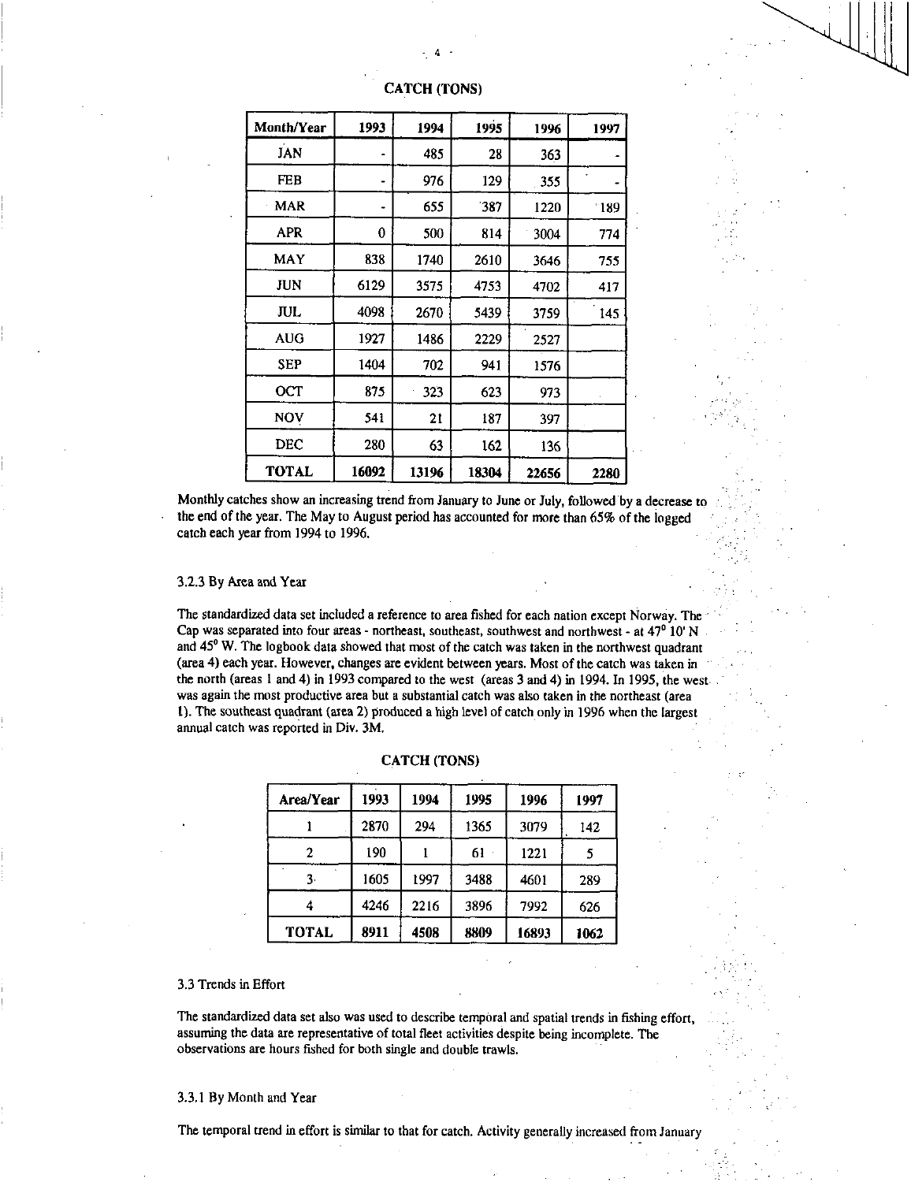**CATCH (TONS)**

| Month/Year | 1993 | 1994 | 1995 | 1996 | 1997 |
|---|---|---|---|---|---|
| JAN | - | 485 | 28 | 363 | - |
| FEB | - | 976 | 129 | 355 | - |
| MAR | - | 655 | 387 | 1220 | 189 |
| APR | 0 | 500 | 814 | 3004 | 774 |
| MAY | 838 | 1740 | 2610 | 3646 | 755 |
| JUN | 6129 | 3575 | 4753 | 4702 | 417 |
| JUL | 4098 | 2670 | 5439 | 3759 | 145 |
| AUG | 1927 | 1486 | 2229 | 2527 | |
| SEP | 1404 | 702 | 941 | 1576 | |
| OCT | 875 | 323 | 623 | 973 | |
| NOV | 541 | 21 | 187 | 397 | |
| DEC | 280 | 63 | 162 | 136 | |
| **TOTAL** | **16092** | **13196** | **18304** | **22656** | **2280** |

Monthly catches show an increasing trend from January to June or July, followed by a decrease to the end of the year. The May to August period has accounted for more than 65% of the logged catch each year from 1994 to 1996.

3.2.3 By Area and Year

The standardized data set included a reference to area fished for each nation except Norway. The Cap was separated into four areas - northeast, southeast, southwest and northwest - at 47° 10' N and 45° W. The logbook data showed that most of the catch was taken in the northwest quadrant (area 4) each year. However, changes are evident between years. Most of the catch was taken in the north (areas 1 and 4) in 1993 compared to the west (areas 3 and 4) in 1994. In 1995, the west was again the most productive area but a substantial catch was also taken in the northeast (area 1). The southeast quadrant (area 2) produced a high level of catch only in 1996 when the largest annual catch was reported in Div. 3M.

**CATCH (TONS)**

| Area/Year | 1993 | 1994 | 1995 | 1996 | 1997 |
|---|---|---|---|---|---|
| 1 | 2870 | 294 | 1365 | 3079 | 142 |
| 2 | 190 | 1 | 61 | 1221 | 5 |
| 3 | 1605 | 1997 | 3488 | 4601 | 289 |
| 4 | 4246 | 2216 | 3896 | 7992 | 626 |
| **TOTAL** | **8911** | **4508** | **8809** | **16893** | **1062** |

3.3 Trends in Effort

The standardized data set also was used to describe temporal and spatial trends in fishing effort, assuming the data are representative of total fleet activities despite being incomplete. The observations are hours fished for both single and double trawls.

3.3.1 By Month and Year

The temporal trend in effort is similar to that for catch. Activity generally increased from January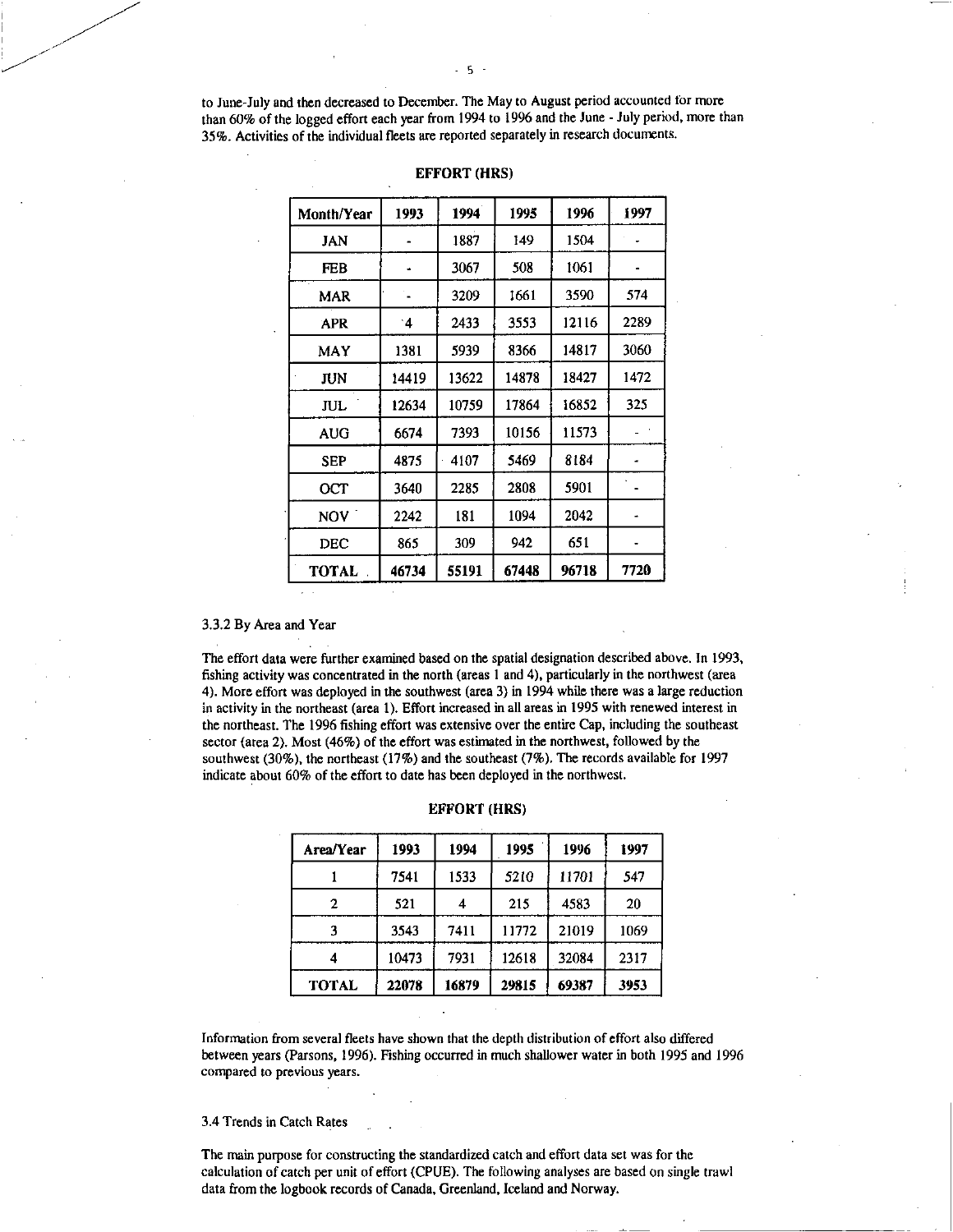to June-July and then decreased to December. The May to August period accounted for more than 60% of the logged effort each year from 1994 to 1996 and the June - July period, more than 35%. Activities of the individual fleets are reported separately in research documents.

**EFFORT (HRS)**

| Month/Year | 1993 | 1994 | 1995 | 1996 | 1997 |
|---|---|---|---|---|---|
| JAN | - | 1887 | 149 | 1504 | - |
| FEB | - | 3067 | 508 | 1061 | - |
| MAR | - | 3209 | 1661 | 3590 | 574 |
| APR | 4 | 2433 | 3553 | 12116 | 2289 |
| MAY | 1381 | 5939 | 8366 | 14817 | 3060 |
| JUN | 14419 | 13622 | 14878 | 18427 | 1472 |
| JUL | 12634 | 10759 | 17864 | 16852 | 325 |
| AUG | 6674 | 7393 | 10156 | 11573 | - |
| SEP | 4875 | 4107 | 5469 | 8184 | - |
| OCT | 3640 | 2285 | 2808 | 5901 | - |
| NOV | 2242 | 181 | 1094 | 2042 | - |
| DEC | 865 | 309 | 942 | 651 | - |
| **TOTAL** | **46734** | **55191** | **67448** | **96718** | **7720** |

3.3.2 By Area and Year

The effort data were further examined based on the spatial designation described above. In 1993, fishing activity was concentrated in the north (areas 1 and 4), particularly in the northwest (area 4). More effort was deployed in the southwest (area 3) in 1994 while there was a large reduction in activity in the northeast (area 1). Effort increased in all areas in 1995 with renewed interest in the northeast. The 1996 fishing effort was extensive over the entire Cap, including the southeast sector (area 2). Most (46%) of the effort was estimated in the northwest, followed by the southwest (30%), the northeast (17%) and the southeast (7%). The records available for 1997 indicate about 60% of the effort to date has been deployed in the northwest.

**EFFORT (HRS)**

| Area/Year | 1993 | 1994 | 1995 | 1996 | 1997 |
|---|---|---|---|---|---|
| 1 | 7541 | 1533 | 5210 | 11701 | 547 |
| 2 | 521 | 4 | 215 | 4583 | 20 |
| 3 | 3543 | 7411 | 11772 | 21019 | 1069 |
| 4 | 10473 | 7931 | 12618 | 32084 | 2317 |
| **TOTAL** | **22078** | **16879** | **29815** | **69387** | **3953** |

Information from several fleets have shown that the depth distribution of effort also differed between years (Parsons, 1996). Fishing occurred in much shallower water in both 1995 and 1996 compared to previous years.

3.4 Trends in Catch Rates

The main purpose for constructing the standardized catch and effort data set was for the calculation of catch per unit of effort (CPUE). The following analyses are based on single trawl data from the logbook records of Canada, Greenland, Iceland and Norway.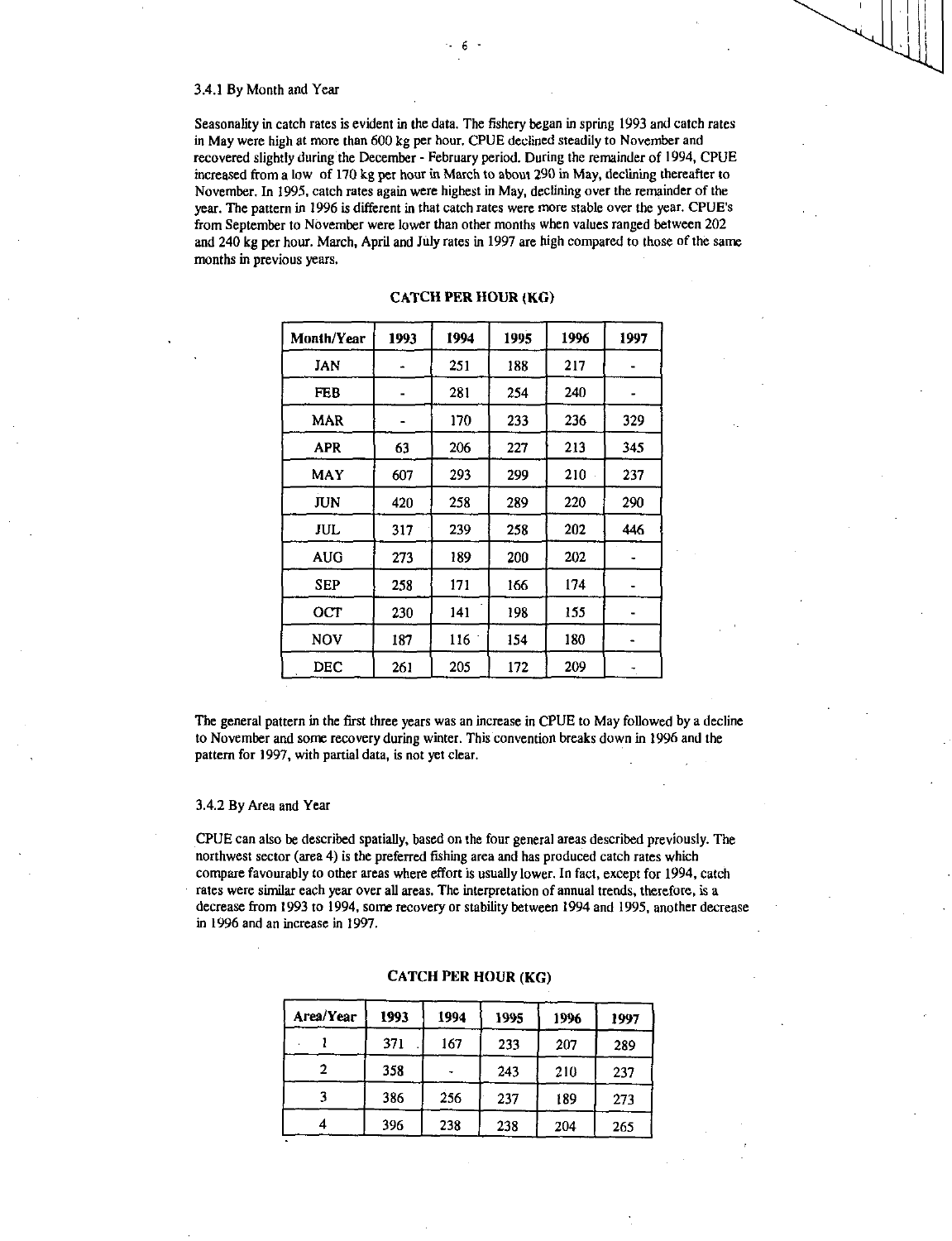### 3.4.1 By Month and Year

Seasonality in catch rates is evident in the data. The fishery began in spring 1993 and catch rates in May were high at more than 600 kg per hour. CPUE declined steadily to November and recovered slightly during the December - February period. During the remainder of 1994, CPUE increased from a low of 170 kg per hour in March to about 290 in May, declining thereafter to November. In 1995, catch rates again were highest in May, declining over the remainder of the year. The pattern in 1996 is different in that catch rates were more stable over the year. CPUE's from September to November were lower than other months when values ranged between 202 and 240 kg per hour. March, April and July rates in 1997 are high compared to those of the same months in previous years.

**CATCH PER HOUR (KG)**

| Month/Year | 1993 | 1994 | 1995 | 1996 | 1997 |
|---|---|---|---|---|---|
| JAN | - | 251 | 188 | 217 | - |
| FEB | - | 281 | 254 | 240 | - |
| MAR | - | 170 | 233 | 236 | 329 |
| APR | 63 | 206 | 227 | 213 | 345 |
| MAY | 607 | 293 | 299 | 210 | 237 |
| JUN | 420 | 258 | 289 | 220 | 290 |
| JUL | 317 | 239 | 258 | 202 | 446 |
| AUG | 273 | 189 | 200 | 202 | - |
| SEP | 258 | 171 | 166 | 174 | - |
| OCT | 230 | 141 | 198 | 155 | - |
| NOV | 187 | 116 | 154 | 180 | - |
| DEC | 261 | 205 | 172 | 209 | - |

The general pattern in the first three years was an increase in CPUE to May followed by a decline to November and some recovery during winter. This convention breaks down in 1996 and the pattern for 1997, with partial data, is not yet clear.

### 3.4.2 By Area and Year

CPUE can also be described spatially, based on the four general areas described previously. The northwest sector (area 4) is the preferred fishing area and has produced catch rates which compare favourably to other areas where effort is usually lower. In fact, except for 1994, catch rates were similar each year over all areas. The interpretation of annual trends, therefore, is a decrease from 1993 to 1994, some recovery or stability between 1994 and 1995, another decrease in 1996 and an increase in 1997.

**CATCH PER HOUR (KG)**

| Area/Year | 1993 | 1994 | 1995 | 1996 | 1997 |
|---|---|---|---|---|---|
| 1 | 371 | 167 | 233 | 207 | 289 |
| 2 | 358 | - | 243 | 210 | 237 |
| 3 | 386 | 256 | 237 | 189 | 273 |
| 4 | 396 | 238 | 238 | 204 | 265 |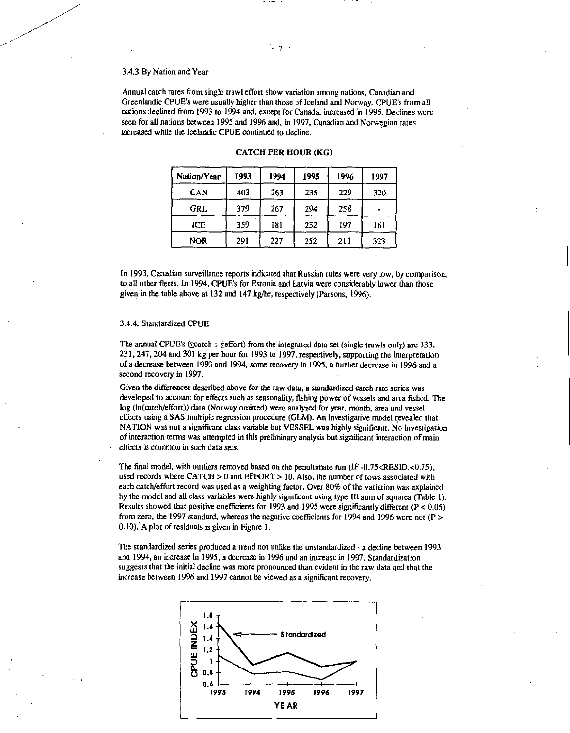### 3.4.3 By Nation and Year

Annual catch rates from single trawl effort show variation among nations. Canadian and Greenlandic CPUE's were usually higher than those of Iceland and Norway. CPUE's from all nations declined from 1993 to 1994 and, except for Canada, increased in 1995. Declines were seen for all nations between 1995 and 1996 and, in 1997, Canadian and Norwegian rates increased while the Icelandic CPUE continued to decline.

**CATCH PER HOUR (KG)**

| Nation/Year | 1993 | 1994 | 1995 | 1996 | 1997 |
|---|---|---|---|---|---|
| CAN | 403 | 263 | 235 | 229 | 320 |
| GRL | 379 | 267 | 294 | 258 | - |
| ICE | 359 | 181 | 232 | 197 | 161 |
| NOR | 291 | 227 | 252 | 211 | 323 |

In 1993, Canadian surveillance reports indicated that Russian rates were very low, by comparison, to all other fleets. In 1994, CPUE's for Estonia and Latvia were considerably lower than those given in the table above at 132 and 147 kg/hr, respectively (Parsons, 1996).

### 3.4.4. Standardized CPUE

The annual CPUE's ($\Sigma$catch ÷ $\Sigma$effort) from the integrated data set (single trawls only) are 333, 231, 247, 204 and 301 kg per hour for 1993 to 1997, respectively, supporting the interpretation of a decrease between 1993 and 1994, some recovery in 1995, a further decrease in 1996 and a second recovery in 1997.

Given the differences described above for the raw data, a standardized catch rate series was developed to account for effects such as seasonality, fishing power of vessels and area fished. The log (ln(catch/effort)) data (Norway omitted) were analyzed for year, month, area and vessel effects using a SAS multiple regression procedure (GLM). An investigative model revealed that NATION was not a significant class variable but VESSEL was highly significant. No investigation of interaction terms was attempted in this preliminary analysis but significant interaction of main effects is common in such data sets.

The final model, with outliers removed based on the penultimate run (IF -0.75<RESID.<0.75), used records where CATCH > 0 and EFFORT > 10. Also, the number of tows associated with each catch/effort record was used as a weighting factor. Over 80% of the variation was explained by the model and all class variables were highly significant using type III sum of squares (Table 1). Results showed that positive coefficients for 1993 and 1995 were significantly different ($P < 0.05$) from zero, the 1997 standard, whereas the negative coefficients for 1994 and 1996 were not ($P > 0.10$). A plot of residuals is given in Figure 1.

The standardized series produced a trend not unlike the unstandardized - a decline between 1993 and 1994, an increase in 1995, a decrease in 1996 and an increase in 1997. Standardization suggests that the initial decline was more pronounced than evident in the raw data and that the increase between 1996 and 1997 cannot be viewed as a significant recovery.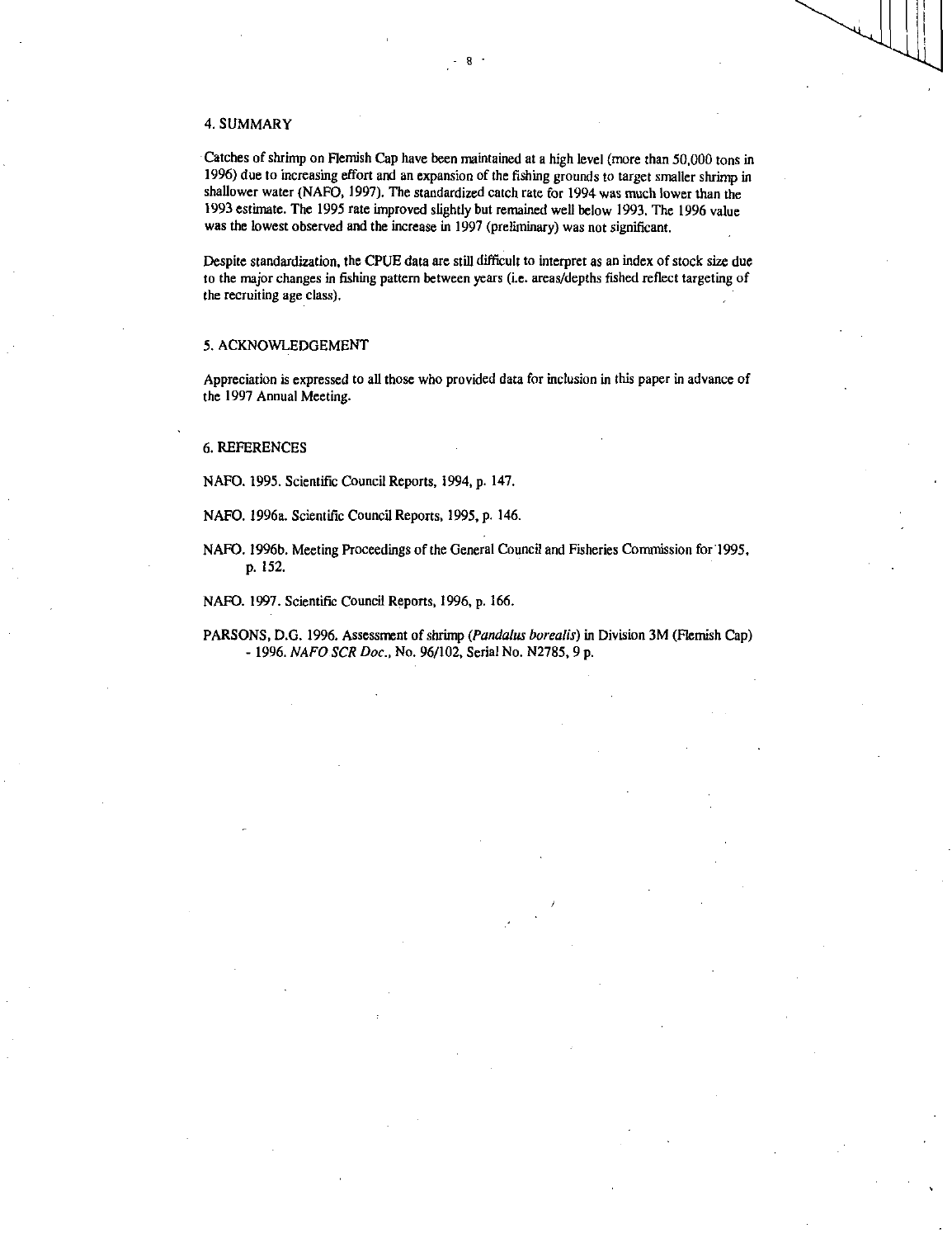## 4. SUMMARY

Catches of shrimp on Flemish Cap have been maintained at a high level (more than 50,000 tons in 1996) due to increasing effort and an expansion of the fishing grounds to target smaller shrimp in shallower water (NAFO, 1997). The standardized catch rate for 1994 was much lower than the 1993 estimate. The 1995 rate improved slightly but remained well below 1993. The 1996 value was the lowest observed and the increase in 1997 (preliminary) was not significant.

Despite standardization, the CPUE data are still difficult to interpret as an index of stock size due to the major changes in fishing pattern between years (i.e. areas/depths fished reflect targeting of the recruiting age class).

## 5. ACKNOWLEDGEMENT

Appreciation is expressed to all those who provided data for inclusion in this paper in advance of the 1997 Annual Meeting.

## 6. REFERENCES

NAFO. 1995. Scientific Council Reports, 1994, p. 147.

NAFO. 1996a. Scientific Council Reports, 1995, p. 146.

NAFO. 1996b. Meeting Proceedings of the General Council and Fisheries Commission for 1995, p. 152.

NAFO. 1997. Scientific Council Reports, 1996, p. 166.

PARSONS, D.G. 1996. Assessment of shrimp (*Pandalus borealis*) in Division 3M (Flemish Cap) - 1996. *NAFO SCR Doc.*, No. 96/102, Serial No. N2785, 9 p.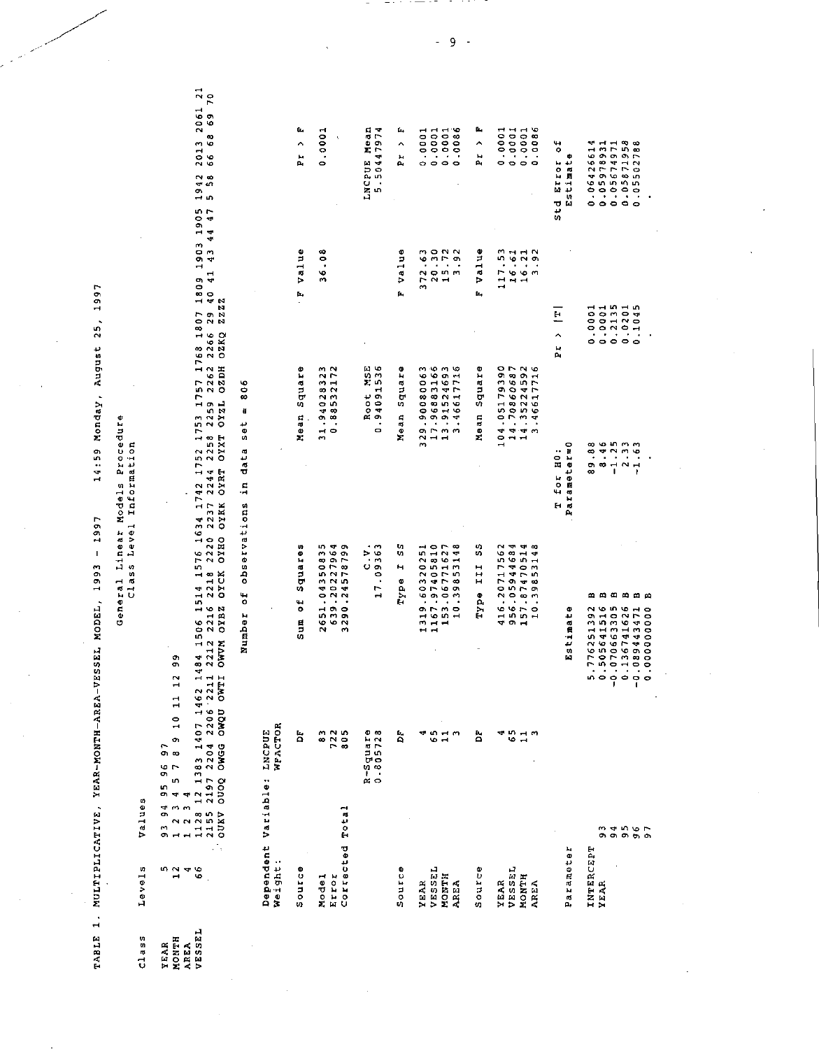TABLE 1. MULTIPLICATIVE, YEAR-MONTH-AREA-VESSEL MODEL, 1993 - 1997     14:59 Monday, August 25, 1997

General Linear Models Procedure
Class Level Information

| Class | Levels | Values |
|---|---|---|
| YEAR | 5 | 93 94 95 96 97 |
| MONTH | 12 | 1 2 3 4 5 7 8 9 10 11 12 99 |
| AREA | 4 | 1 2 3 4 |
| VESSEL | 66 | 1128 12 1383 1407 1462 1484 1506 1514 1576 1634 1742 1752 1753 1757 1768 1807 1809 1903 1905 1942 2013 2061 21 2155 2197 2204 2206 2211 2212 2216 2218 2220 2237 2244 2258 2259 2262 2266 29 40 41 43 44 47 5 58 66 68 69 70 OUKV OUOQ OWGG OWQU OWTI OWVM OYBZ OYCK OYHO OYKK OYRT OYXT OYZL OZDH OZKQ ZZZZ |

Number of observations in data set = 806

Dependent Variable: LNCPUE
Weight: WFACTOR

| Source | DF | Sum of Squares | Mean Square | F Value | Pr > F |
|---|---|---|---|---|---|
| Model | 83 | 2651.04350823 | 31.94028323 | 36.08 | 0.0001 |
| Error | 722 | 639.20227964 | 0.88532172 | | |
| Corrected Total | 805 | 3290.24578799 | | | |

| R-Square | C.V. | Root MSE | LNCPUE Mean |
|---|---|---|---|
| 0.805728 | 17.09363 | 0.94091536 | 5.50447974 |

| Source | DF | Type I SS | Mean Square | F Value | Pr > F |
|---|---|---|---|---|---|
| YEAR | 4 | 1319.60320251 | 329.90080063 | 372.63 | 0.0001 |
| VESSEL | 65 | 1167.97405810 | 17.96883166 | 20.30 | 0.0001 |
| MONTH | 11 | 153.06771627 | 13.91524693 | 15.72 | 0.0001 |
| AREA | 3 | 10.39853148 | 3.46617716 | 3.92 | 0.0086 |

| Source | DF | Type III SS | Mean Square | F Value | Pr > F |
|---|---|---|---|---|---|
| YEAR | 4 | 416.20717562 | 104.05179390 | 117.53 | 0.0001 |
| VESSEL | 65 | 956.05944684 | 14.70860687 | 16.61 | 0.0001 |
| MONTH | 11 | 157.87470514 | 14.35224592 | 16.21 | 0.0001 |
| AREA | 3 | 10.39853148 | 3.46617716 | 3.92 | 0.0086 |

| Parameter | | Estimate | | T for H0: Parameter=0 | Pr > \|T\| | Std Error of Estimate |
|---|---|---|---|---|---|---|
| INTERCEPT | | 5.776251392 | B | 89.88 | 0.0001 | 0.06426614 |
| YEAR | 93 | 0.505641516 | B | 8.46 | 0.0001 | 0.05978931 |
| | 94 | -0.070663305 | B | -1.25 | 0.2135 | 0.05674971 |
| | 95 | 0.136741626 | B | 2.33 | 0.0201 | 0.05871958 |
| | 96 | -0.089443471 | B | -1.63 | 0.1045 | 0.05502788 |
| | 97 | 0.000000000 | B | . | . | . |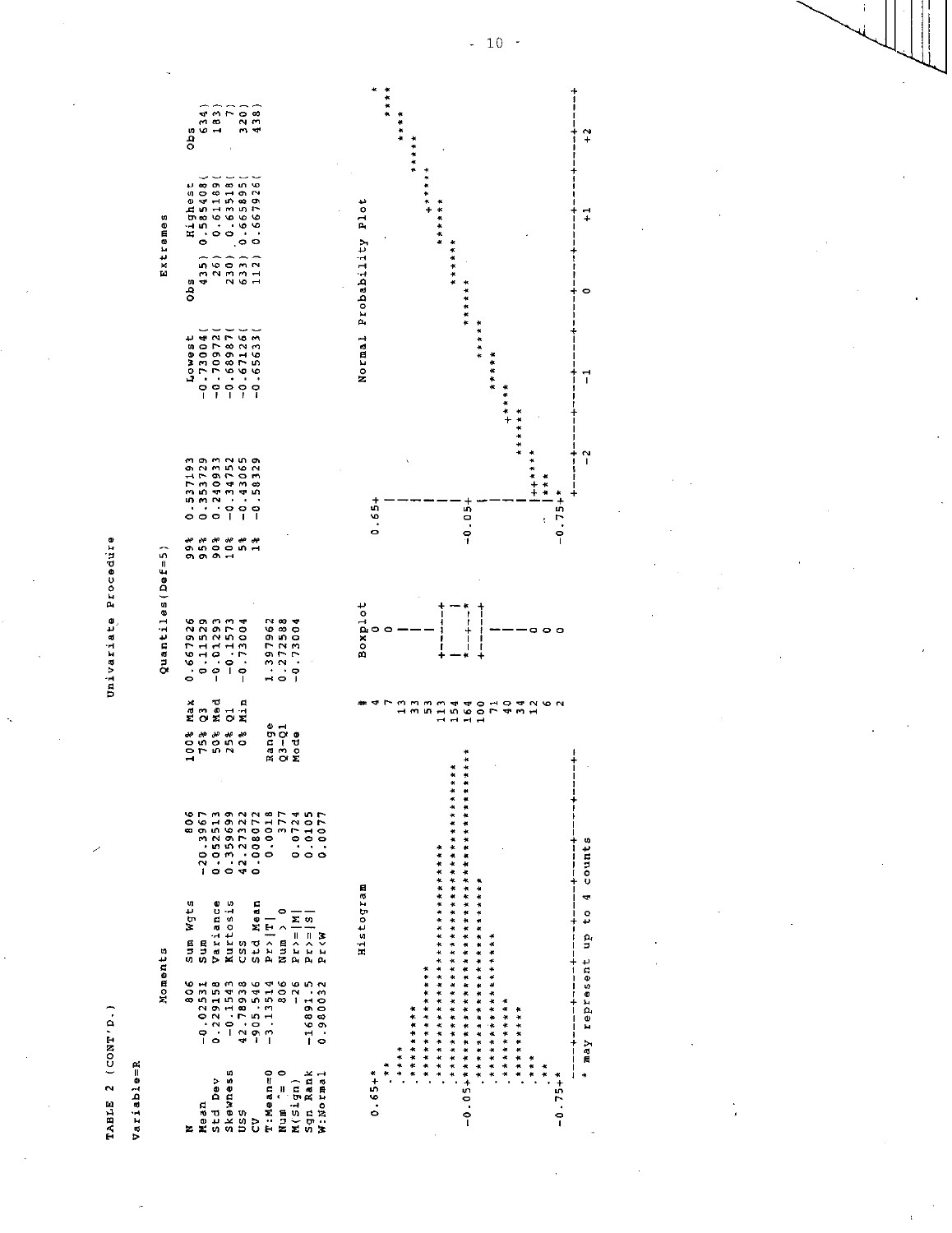TABLE 2 (CONT'D.)

Univariate Procedure

Variable=R

**Moments**

| | | | |
|---|---|---|---|
| N | 806 | Sum Wgts | 806 |
| Mean | -0.02531 | Sum | -20.3967 |
| Std Dev | 0.229158 | Variance | 0.052513 |
| Skewness | -0.1543 | Kurtosis | 0.359699 |
| USS | 42.78938 | CSS | 42.27322 |
| CV | -905.546 | Std Mean | 0.008072 |
| T:Mean=0 | -3.13514 | Pr>\|T\| | 0.0018 |
| Num ^= 0 | 806 | Num > 0 | 377 |
| M(Sign) | -26 | Pr>=\|M\| | 0.0724 |
| Sgn Rank | -16891.5 | Pr>=\|S\| | 0.0105 |
| W:Normal | 0.980032 | Pr<W | 0.0077 |

**Quantiles(Def=5)**

| | | | |
|---|---|---|---|
| 100% Max | 0.667926 | 99% | 0.537193 |
| 75% Q3 | 0.11529 | 95% | 0.353729 |
| 50% Med | -0.01293 | 90% | 0.240933 |
| 25% Q1 | -0.1573 | 10% | -0.34752 |
| 0% Min | -0.73004 | 5% | -0.43065 |
| | | 1% | -0.58329 |
| Range | 1.397962 | | |
| Q3-Q1 | 0.272588 | | |
| Mode | -0.73004 | | |

**Extremes**

| Lowest | Obs | Highest | Obs |
|---|---|---|---|
| -0.73004( | 435) | 0.585408( | 634) |
| -0.70972( | 26) | 0.61189( | 183) |
| -0.68987( | 230) | 0.63518( | 7) |
| -0.67126( | 633) | 0.665895( | 320) |
| -0.65633( | 112) | 0.667926( | 438) |

```
                Histogram                                #   Boxplot
 0.65+*                                                   4      0
     .**                                                  7      0
     .****                                               13      |
     .*********                                          33      |
     .**************                                     53      |
     .****************************                      113   +-----+
     .***************************************           154   |  +  |
-0.05+*****************************************         164   *-----*
     .*************************                         100   +-----+
     .******************                                 71      |
     .**********                                         40      |
     .*********                                          34      0
     .***                                                12      0
     .**                                                  6      0
-0.75+*                                                   2      0
      ----+----+----+----+----+----+----+----+-
     * may represent up to 4 counts
```

```
                    Normal Probability Plot
 0.65+                                                    *
     |                                                 ****
     |                                               ****
     |                                            *****
     |                                        *****
     |                                   +*****
     |                               ******
-0.05+                           ******
     |                       ******
     |                   *****
     |               *****
     |           +****
     |        ******
     |    ++*****
     | ***
-0.75+*
      +----+----+----+----+----+----+----+----+----+----+
          -2        -1         0        +1        +2
```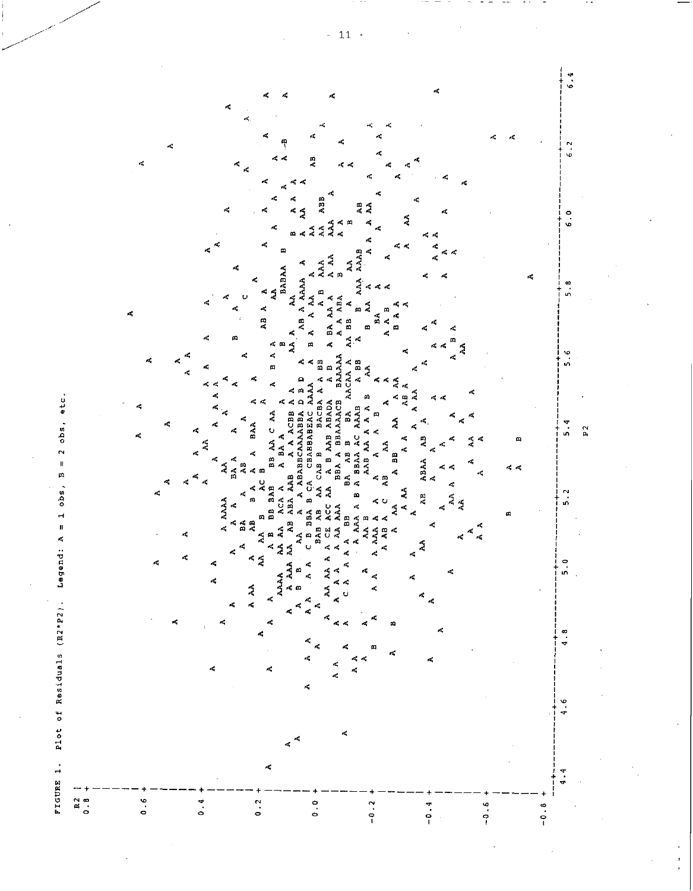FIGURE 1. Plot of Residuals (R2*P2). Legend: A = 1 obs, B = 2 obs, etc.

R2

0.8

0.6

0.4

0.2

0.0

-0.2

-0.4

-0.6

-0.8

4.4 4.6 4.8 5.0 5.2 5.4 5.6 5.8 6.0 6.2 6.4

P2